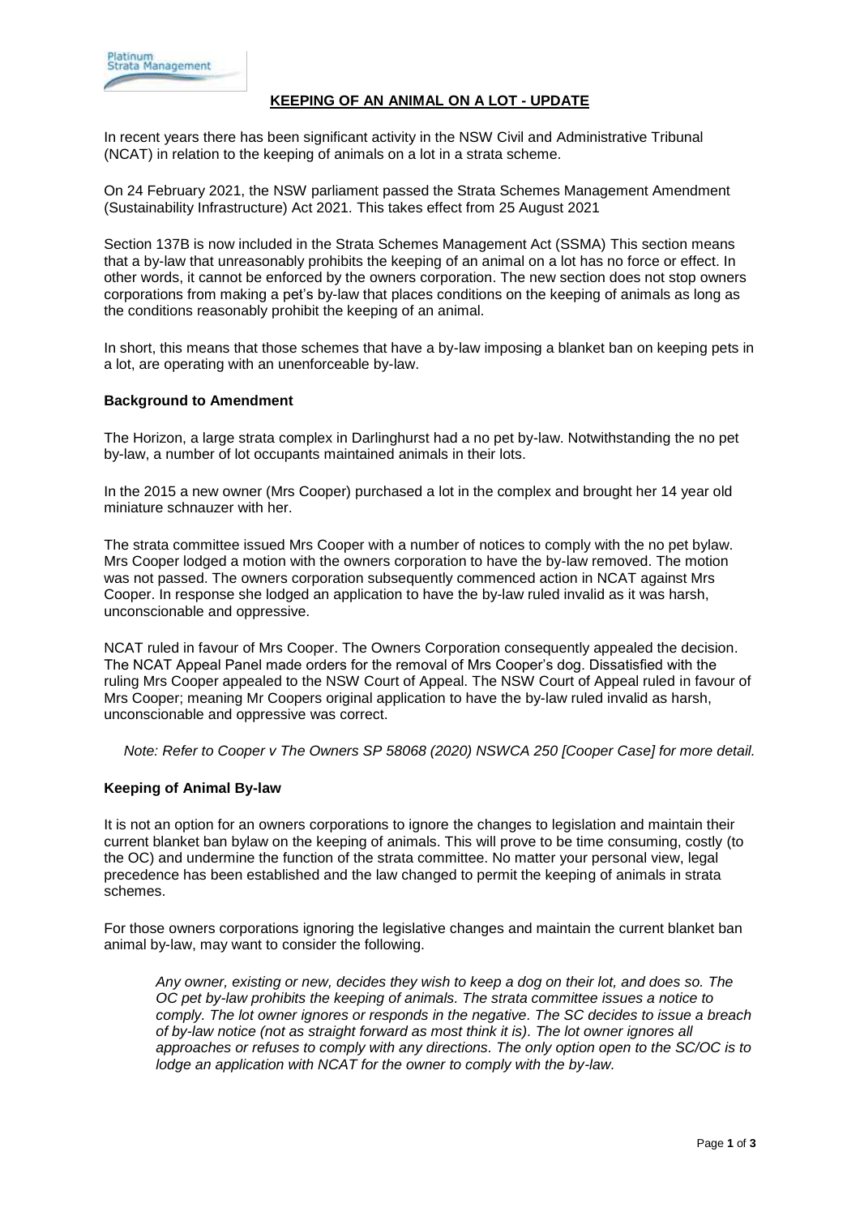# KEEPING OF AN ANIMAL ON A LOT - UPDATE

In recent years there has been significant activity in the NSW Civil and Administrative Tribunal (NCAT) in relation to the keeping of animals on a lot in a strata scheme.

On 24 February 2021, the NSW parliament passed the Strata Schemes Management Amendment (Sustainability Infrastructure) Act 2021. This takes effect from 25 August 2021

Section 137B is now included in the Strata Schemes Management Act (SSMA) This section means that a by-law that unreasonably prohibits the keeping of an animal on a lot has no force or effect. In other words, it cannot be enforced by the owners corporation. The new section does not stop owners corporations from making a pet's by-law that places conditions on the keeping of animals as long as the conditions reasonably prohibit the keeping of an animal.

In short, this means that those schemes that have a by-law imposing a blanket ban on keeping pets in a lot, are operating with an unenforceable by-law.

### Background to Amendment

The Horizon, a large strata complex in Darlinghurst had a no pet by-law. Notwithstanding the no pet by-law, a number of lot occupants maintained animals in their lots.

In the 2015 a new owner (Mrs Cooper) purchased a lot in the complex and brought her 14 year old miniature schnauzer with her.

The strata committee issued Mrs Cooper with a number of notices to comply with the no pet bylaw. Mrs Cooper lodged a motion with the owners corporation to have the by-law removed. The motion was not passed. The owners corporation subsequently commenced action in NCAT against Mrs Cooper. In response she lodged an application to have the by-law ruled invalid as it was harsh, unconscionable and oppressive.

NCAT ruled in favour of Mrs Cooper. The Owners Corporation consequently appealed the decision. The NCAT Appeal Panel made orders for the removal of Mrs Cooper's dog. Dissatisfied with the ruling Mrs Cooper appealed to the NSW Court of Appeal. The NSW Court of Appeal ruled in favour of Mrs Cooper; meaning Mr Coopers original application to have the by-law ruled invalid as harsh, unconscionable and oppressive was correct.

*Note: Refer to Cooper v The Owners SP 58068 (2020) NSWCA 250 [Cooper Case] for more detail.*

### Keeping of Animal By-law

It is not an option for an owners corporations to ignore the changes to legislation and maintain their current blanket ban bylaw on the keeping of animals. This will prove to be time consuming, costly (to the OC) and undermine the function of the strata committee. No matter your personal view, legal precedence has been established and the law changed to permit the keeping of animals in strata schemes.

For those owners corporations ignoring the legislative changes and maintain the current blanket ban animal by-law, may want to consider the following.

> *Any owner, existing or new, decides they wish to keep a dog on their lot, and does so. The OC pet by-law prohibits the keeping of animals. The strata committee issues a notice to comply. The lot owner ignores or responds in the negative. The SC decides to issue a breach of by-law notice (not as straight forward as most think it is). The lot owner ignores all approaches or refuses to comply with any directions. The only option open to the SC/OC is to lodge an application with NCAT for the owner to comply with the by-law.*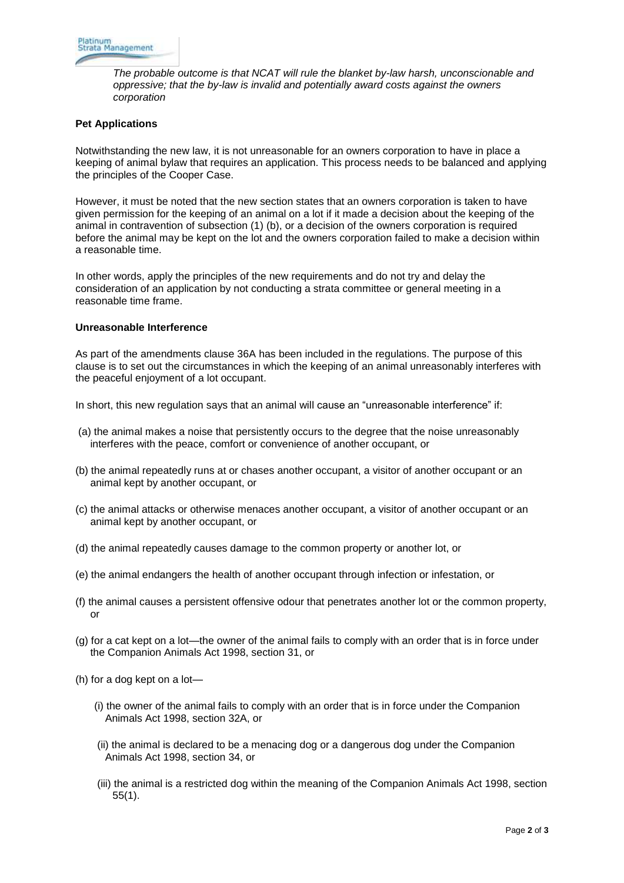*The probable outcome is that NCAT will rule the blanket by-law harsh, unconscionable and oppressive; that the by-law is invalid and potentially award costs against the owners corporation*

**Pet Applications**

Notwithstanding the new law, it is not unreasonable for an owners corporation to have in place a keeping of animal bylaw that requires an application. This process needs to be balanced and applying the principles of the Cooper Case.

However, it must be noted that the new section states that an owners corporation is taken to have given permission for the keeping of an animal on a lot if it made a decision about the keeping of the animal in contravention of subsection (1) (b), or a decision of the owners corporation is required before the animal may be kept on the lot and the owners corporation failed to make a decision within a reasonable time.

In other words, apply the principles of the new requirements and do not try and delay the consideration of an application by not conducting a strata committee or general meeting in a reasonable time frame.

**Unreasonable Interference**

As part of the amendments clause 36A has been included in the regulations. The purpose of this clause is to set out the circumstances in which the keeping of an animal unreasonably interferes with the peaceful enjoyment of a lot occupant.

In short, this new regulation says that an animal will cause an "unreasonable interference" if:

(a) the animal makes a noise that persistently occurs to the degree that the noise unreasonably interferes with the peace, comfort or convenience of another occupant, or

(b) the animal repeatedly runs at or chases another occupant, a visitor of another occupant or an animal kept by another occupant, or

(c) the animal attacks or otherwise menaces another occupant, a visitor of another occupant or an animal kept by another occupant, or

(d) the animal repeatedly causes damage to the common property or another lot, or

(e) the animal endangers the health of another occupant through infection or infestation, or

(f) the animal causes a persistent offensive odour that penetrates another lot or the common property, or

(g) for a cat kept on a lot—the owner of the animal fails to comply with an order that is in force under the Companion Animals Act 1998, section 31, or

(h) for a dog kept on a lot—

(i) the owner of the animal fails to comply with an order that is in force under the Companion Animals Act 1998, section 32A, or

(ii) the animal is declared to be a menacing dog or a dangerous dog under the Companion Animals Act 1998, section 34, or

(iii) the animal is a restricted dog within the meaning of the Companion Animals Act 1998, section 55(1).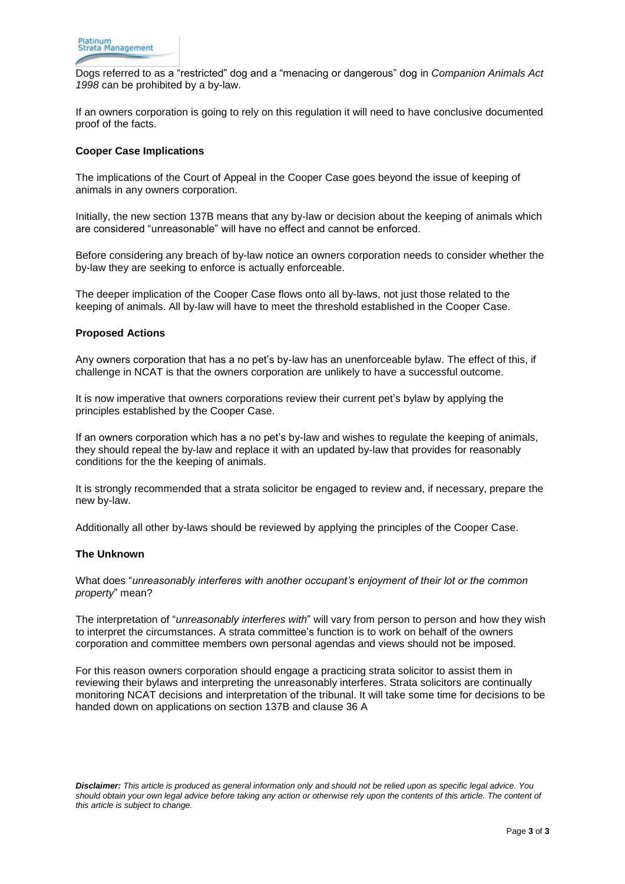Dogs referred to as a "restricted" dog and a "menacing or dangerous" dog in *Companion Animals Act 1998* can be prohibited by a by-law.

If an owners corporation is going to rely on this regulation it will need to have conclusive documented proof of the facts.

**Cooper Case Implications**

The implications of the Court of Appeal in the Cooper Case goes beyond the issue of keeping of animals in any owners corporation.

Initially, the new section 137B means that any by-law or decision about the keeping of animals which are considered "unreasonable" will have no effect and cannot be enforced.

Before considering any breach of by-law notice an owners corporation needs to consider whether the by-law they are seeking to enforce is actually enforceable.

The deeper implication of the Cooper Case flows onto all by-laws, not just those related to the keeping of animals. All by-law will have to meet the threshold established in the Cooper Case.

**Proposed Actions**

Any owners corporation that has a no pet's by-law has an unenforceable bylaw. The effect of this, if challenge in NCAT is that the owners corporation are unlikely to have a successful outcome.

It is now imperative that owners corporations review their current pet's bylaw by applying the principles established by the Cooper Case.

If an owners corporation which has a no pet's by-law and wishes to regulate the keeping of animals, they should repeal the by-law and replace it with an updated by-law that provides for reasonably conditions for the the keeping of animals.

It is strongly recommended that a strata solicitor be engaged to review and, if necessary, prepare the new by-law.

Additionally all other by-laws should be reviewed by applying the principles of the Cooper Case.

**The Unknown**

What does "*unreasonably interferes with another occupant's enjoyment of their lot or the common property*" mean?

The interpretation of "*unreasonably interferes with*" will vary from person to person and how they wish to interpret the circumstances. A strata committee's function is to work on behalf of the owners corporation and committee members own personal agendas and views should not be imposed.

For this reason owners corporation should engage a practicing strata solicitor to assist them in reviewing their bylaws and interpreting the unreasonably interferes. Strata solicitors are continually monitoring NCAT decisions and interpretation of the tribunal. It will take some time for decisions to be handed down on applications on section 137B and clause 36 A

***Disclaimer:*** *This article is produced as general information only and should not be relied upon as specific legal advice. You should obtain your own legal advice before taking any action or otherwise rely upon the contents of this article. The content of this article is subject to change.*